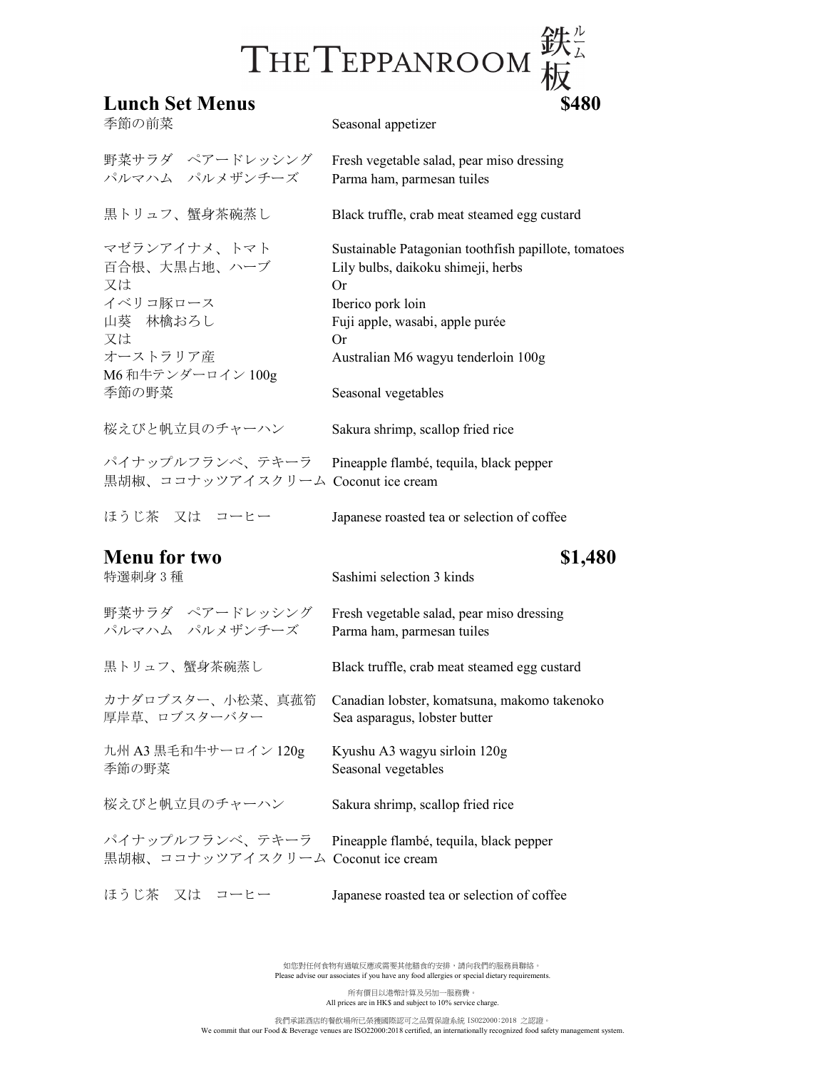# THE TEPPANROOM 鉄板ルーム

## Lunch Set Menus $480

季節の前菜
Seasonal appetizer

野菜サラダ　ペアードレッシング
パルマハム　パルメザンチーズ
Fresh vegetable salad, pear miso dressing
Parma ham, parmesan tuiles

黒トリュフ、蟹身茶碗蒸し
Black truffle, crab meat steamed egg custard

マゼランアイナメ、トマト
百合根、大黒占地、ハーブ
Sustainable Patagonian toothfish papillote, tomatoes
Lily bulbs, daikoku shimeji, herbs

又は
Or

イベリコ豚ロース
山葵　林檎おろし
Iberico pork loin
Fuji apple, wasabi, apple purée

又は
Or

オーストラリア産
M6 和牛テンダーロイン 100g
Australian M6 wagyu tenderloin 100g

季節の野菜
Seasonal vegetables

桜えびと帆立貝のチャーハン
Sakura shrimp, scallop fried rice

パイナップルフランベ、テキーラ
黒胡椒、ココナッツアイスクリーム
Pineapple flambé, tequila, black pepper
Coconut ice cream

ほうじ茶　又は　コーヒー
Japanese roasted tea or selection of coffee

## Menu for two $1,480

特選刺身 3 種
Sashimi selection 3 kinds

野菜サラダ　ペアードレッシング
パルマハム　パルメザンチーズ
Fresh vegetable salad, pear miso dressing
Parma ham, parmesan tuiles

黒トリュフ、蟹身茶碗蒸し
Black truffle, crab meat steamed egg custard

カナダロブスター、小松菜、真菰筍
厚岸草、ロブスターバター
Canadian lobster, komatsuna, makomo takenoko
Sea asparagus, lobster butter

九州 A3 黒毛和牛サーロイン 120g
季節の野菜
Kyushu A3 wagyu sirloin 120g
Seasonal vegetables

桜えびと帆立貝のチャーハン
Sakura shrimp, scallop fried rice

パイナップルフランベ、テキーラ
黒胡椒、ココナッツアイスクリーム
Pineapple flambé, tequila, black pepper
Coconut ice cream

ほうじ茶　又は　コーヒー
Japanese roasted tea or selection of coffee

如您對任何食物有過敏反應或需要其他膳食的安排，請向我們的服務員聯絡。
Please advise our associates if you have any food allergies or special dietary requirements.

所有價目以港幣計算及另加一服務費。
All prices are in HK$ and subject to 10% service charge.

我們承諾酒店的餐飲場所已榮獲國際認可之品質保證系統 ISO22000：2018 之認證。
We commit that our Food & Beverage venues are ISO22000:2018 certified, an internationally recognized food safety management system.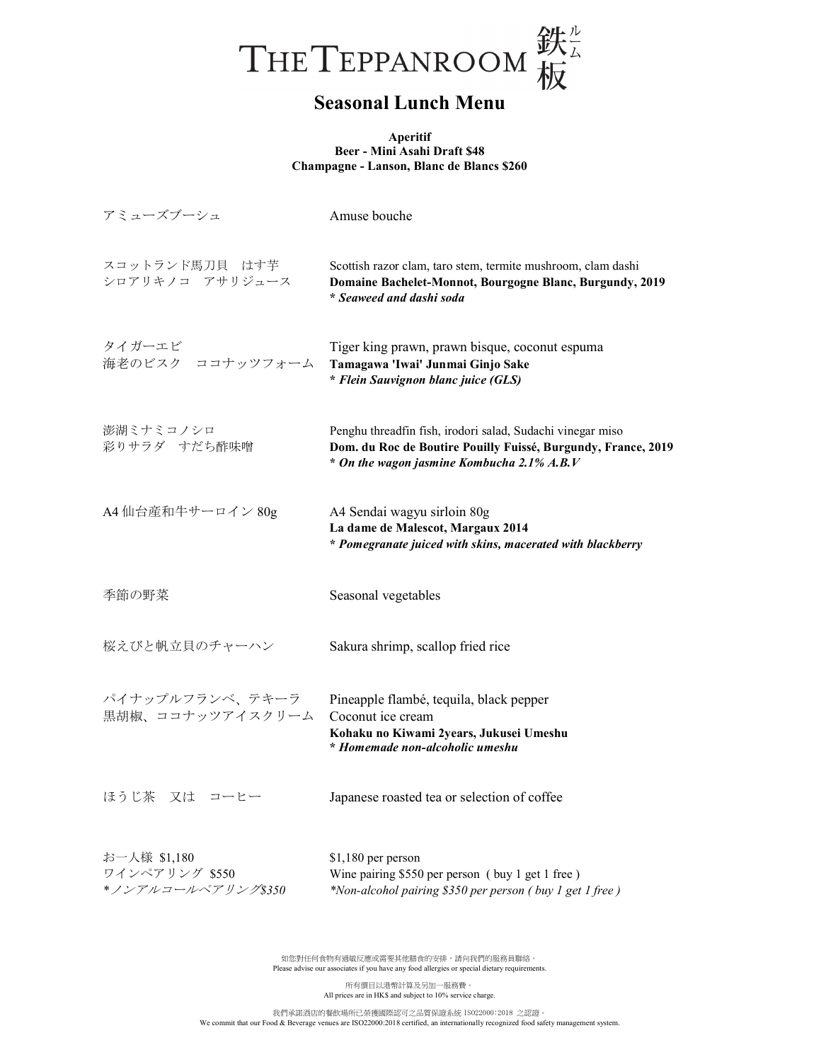# THE TEPPANROOM 鉄板ルーム

## Seasonal Lunch Menu

**Aperitif**
**Beer - Mini Asahi Draft $48**
**Champagne - Lanson, Blanc de Blancs $260**

| | |
|---|---|
| アミューズブーシュ | Amuse bouche |
| スコットランド馬刀貝　はす芋<br>シロアリキノコ　アサリジュース | Scottish razor clam, taro stem, termite mushroom, clam dashi<br>**Domaine Bachelet-Monnot, Bourgogne Blanc, Burgundy, 2019**<br>***\* Seaweed and dashi soda*** |
| タイガーエビ<br>海老のビスク　ココナッツフォーム | Tiger king prawn, prawn bisque, coconut espuma<br>**Tamagawa 'Iwai' Junmai Ginjo Sake**<br>***\* Flein Sauvignon blanc juice (GLS)*** |
| 澎湖ミナミコノシロ<br>彩りサラダ　すだち酢味噌 | Penghu threadfin fish, irodori salad, Sudachi vinegar miso<br>**Dom. du Roc de Boutire Pouilly Fuissé, Burgundy, France, 2019**<br>***\* On the wagon jasmine Kombucha 2.1% A.B.V*** |
| A4 仙台産和牛サーロイン 80g | A4 Sendai wagyu sirloin 80g<br>**La dame de Malescot, Margaux 2014**<br>***\* Pomegranate juiced with skins, macerated with blackberry*** |
| 季節の野菜 | Seasonal vegetables |
| 桜えびと帆立貝のチャーハン | Sakura shrimp, scallop fried rice |
| パイナップルフランベ、テキーラ<br>黒胡椒、ココナッツアイスクリーム | Pineapple flambé, tequila, black pepper<br>Coconut ice cream<br>**Kohaku no Kiwami 2years, Jukusei Umeshu**<br>***\* Homemade non-alcoholic umeshu*** |
| ほうじ茶　又は　コーヒー | Japanese roasted tea or selection of coffee |
| お一人様 $1,180<br>ワインペアリング $550<br>*\*ノンアルコールペアリング$350* | $1,180 per person<br>Wine pairing $550 per person ( buy 1 get 1 free )<br>*\*Non-alcohol pairing $350 per person ( buy 1 get 1 free )* |

如您對任何食物有過敏反應或需要其他膳食的安排，請向我們的服務員聯絡。
Please advise our associates if you have any food allergies or special dietary requirements.

所有價目以港幣計算及另加一服務費。
All prices are in HK$ and subject to 10% service charge.

我們承諾酒店的餐飲場所已榮獲國際認可之品質保證系統 ISO22000:2018 之認證。
We commit that our Food & Beverage venues are ISO22000:2018 certified, an internationally recognized food safety management system.